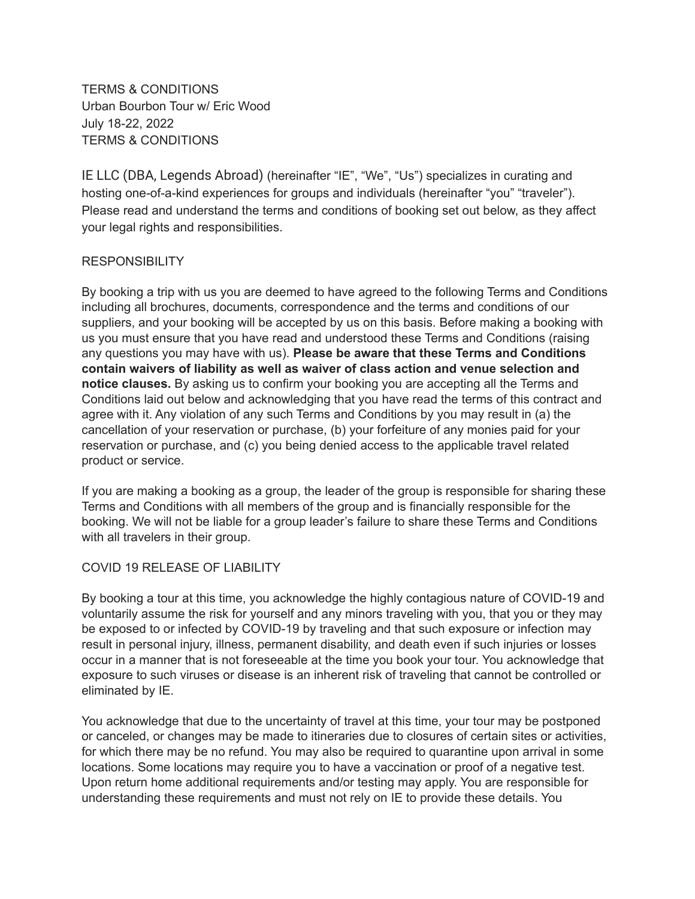TERMS & CONDITIONS
Urban Bourbon Tour w/ Eric Wood
July 18-22, 2022
TERMS & CONDITIONS

IE LLC (DBA, Legends Abroad) (hereinafter "IE", "We", "Us") specializes in curating and hosting one-of-a-kind experiences for groups and individuals (hereinafter "you" "traveler"). Please read and understand the terms and conditions of booking set out below, as they affect your legal rights and responsibilities.

## RESPONSIBILITY

By booking a trip with us you are deemed to have agreed to the following Terms and Conditions including all brochures, documents, correspondence and the terms and conditions of our suppliers, and your booking will be accepted by us on this basis. Before making a booking with us you must ensure that you have read and understood these Terms and Conditions (raising any questions you may have with us). **Please be aware that these Terms and Conditions contain waivers of liability as well as waiver of class action and venue selection and notice clauses.** By asking us to confirm your booking you are accepting all the Terms and Conditions laid out below and acknowledging that you have read the terms of this contract and agree with it. Any violation of any such Terms and Conditions by you may result in (a) the cancellation of your reservation or purchase, (b) your forfeiture of any monies paid for your reservation or purchase, and (c) you being denied access to the applicable travel related product or service.

If you are making a booking as a group, the leader of the group is responsible for sharing these Terms and Conditions with all members of the group and is financially responsible for the booking. We will not be liable for a group leader's failure to share these Terms and Conditions with all travelers in their group.

## COVID 19 RELEASE OF LIABILITY

By booking a tour at this time, you acknowledge the highly contagious nature of COVID-19 and voluntarily assume the risk for yourself and any minors traveling with you, that you or they may be exposed to or infected by COVID-19 by traveling and that such exposure or infection may result in personal injury, illness, permanent disability, and death even if such injuries or losses occur in a manner that is not foreseeable at the time you book your tour. You acknowledge that exposure to such viruses or disease is an inherent risk of traveling that cannot be controlled or eliminated by IE.

You acknowledge that due to the uncertainty of travel at this time, your tour may be postponed or canceled, or changes may be made to itineraries due to closures of certain sites or activities, for which there may be no refund. You may also be required to quarantine upon arrival in some locations. Some locations may require you to have a vaccination or proof of a negative test. Upon return home additional requirements and/or testing may apply. You are responsible for understanding these requirements and must not rely on IE to provide these details. You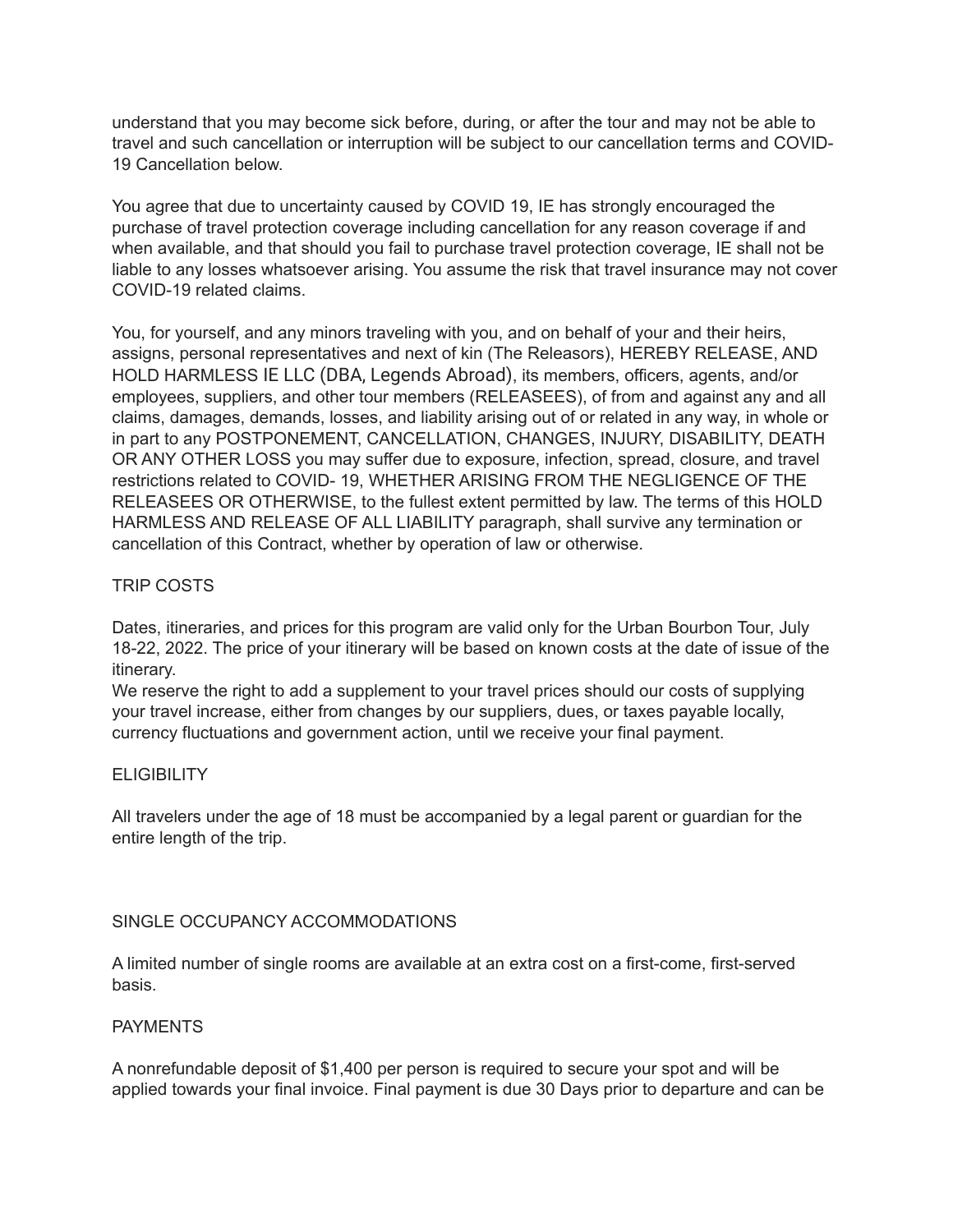understand that you may become sick before, during, or after the tour and may not be able to travel and such cancellation or interruption will be subject to our cancellation terms and COVID-19 Cancellation below.

You agree that due to uncertainty caused by COVID 19, IE has strongly encouraged the purchase of travel protection coverage including cancellation for any reason coverage if and when available, and that should you fail to purchase travel protection coverage, IE shall not be liable to any losses whatsoever arising. You assume the risk that travel insurance may not cover COVID-19 related claims.

You, for yourself, and any minors traveling with you, and on behalf of your and their heirs, assigns, personal representatives and next of kin (The Releasors), HEREBY RELEASE, AND HOLD HARMLESS IE LLC (DBA, Legends Abroad), its members, officers, agents, and/or employees, suppliers, and other tour members (RELEASEES), of from and against any and all claims, damages, demands, losses, and liability arising out of or related in any way, in whole or in part to any POSTPONEMENT, CANCELLATION, CHANGES, INJURY, DISABILITY, DEATH OR ANY OTHER LOSS you may suffer due to exposure, infection, spread, closure, and travel restrictions related to COVID- 19, WHETHER ARISING FROM THE NEGLIGENCE OF THE RELEASEES OR OTHERWISE, to the fullest extent permitted by law. The terms of this HOLD HARMLESS AND RELEASE OF ALL LIABILITY paragraph, shall survive any termination or cancellation of this Contract, whether by operation of law or otherwise.

## TRIP COSTS

Dates, itineraries, and prices for this program are valid only for the Urban Bourbon Tour, July 18-22, 2022. The price of your itinerary will be based on known costs at the date of issue of the itinerary.
We reserve the right to add a supplement to your travel prices should our costs of supplying your travel increase, either from changes by our suppliers, dues, or taxes payable locally, currency fluctuations and government action, until we receive your final payment.

## ELIGIBILITY

All travelers under the age of 18 must be accompanied by a legal parent or guardian for the entire length of the trip.

## SINGLE OCCUPANCY ACCOMMODATIONS

A limited number of single rooms are available at an extra cost on a first-come, first-served basis.

## PAYMENTS

A nonrefundable deposit of $1,400 per person is required to secure your spot and will be applied towards your final invoice. Final payment is due 30 Days prior to departure and can be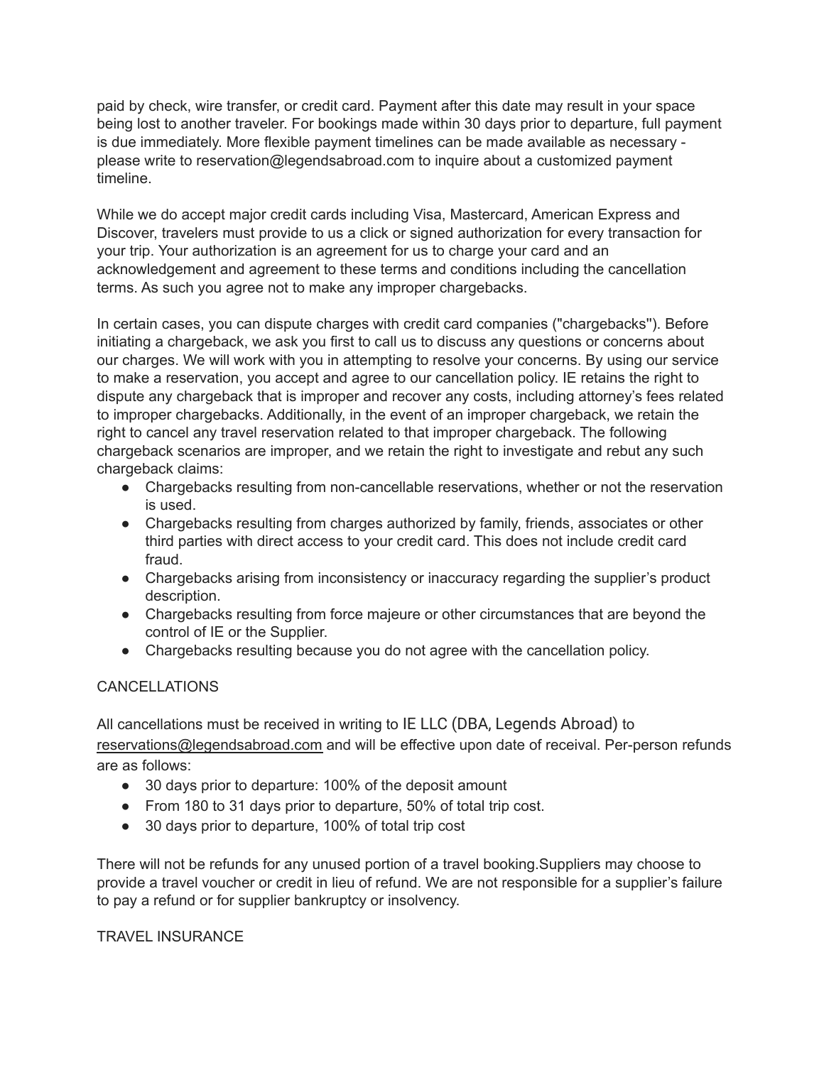paid by check, wire transfer, or credit card. Payment after this date may result in your space being lost to another traveler. For bookings made within 30 days prior to departure, full payment is due immediately. More flexible payment timelines can be made available as necessary - please write to reservation@legendsabroad.com to inquire about a customized payment timeline.

While we do accept major credit cards including Visa, Mastercard, American Express and Discover, travelers must provide to us a click or signed authorization for every transaction for your trip. Your authorization is an agreement for us to charge your card and an acknowledgement and agreement to these terms and conditions including the cancellation terms. As such you agree not to make any improper chargebacks.

In certain cases, you can dispute charges with credit card companies ("chargebacks"). Before initiating a chargeback, we ask you first to call us to discuss any questions or concerns about our charges. We will work with you in attempting to resolve your concerns. By using our service to make a reservation, you accept and agree to our cancellation policy. IE retains the right to dispute any chargeback that is improper and recover any costs, including attorney's fees related to improper chargebacks. Additionally, in the event of an improper chargeback, we retain the right to cancel any travel reservation related to that improper chargeback. The following chargeback scenarios are improper, and we retain the right to investigate and rebut any such chargeback claims:

- Chargebacks resulting from non-cancellable reservations, whether or not the reservation is used.
- Chargebacks resulting from charges authorized by family, friends, associates or other third parties with direct access to your credit card. This does not include credit card fraud.
- Chargebacks arising from inconsistency or inaccuracy regarding the supplier's product description.
- Chargebacks resulting from force majeure or other circumstances that are beyond the control of IE or the Supplier.
- Chargebacks resulting because you do not agree with the cancellation policy.

CANCELLATIONS

All cancellations must be received in writing to IE LLC (DBA, Legends Abroad) to reservations@legendsabroad.com and will be effective upon date of receival. Per-person refunds are as follows:

- 30 days prior to departure: 100% of the deposit amount
- From 180 to 31 days prior to departure, 50% of total trip cost.
- 30 days prior to departure, 100% of total trip cost

There will not be refunds for any unused portion of a travel booking.Suppliers may choose to provide a travel voucher or credit in lieu of refund. We are not responsible for a supplier's failure to pay a refund or for supplier bankruptcy or insolvency.

TRAVEL INSURANCE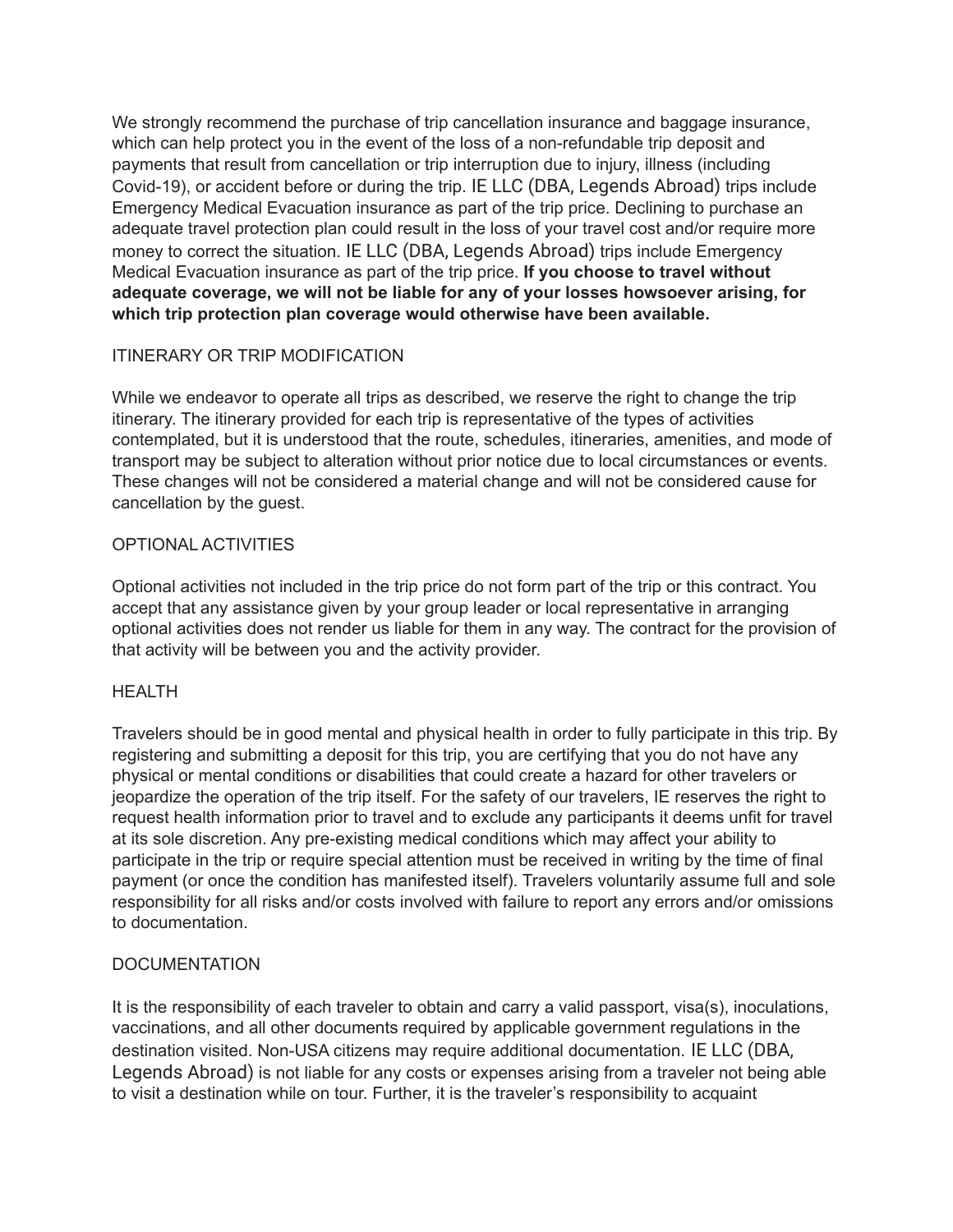We strongly recommend the purchase of trip cancellation insurance and baggage insurance, which can help protect you in the event of the loss of a non-refundable trip deposit and payments that result from cancellation or trip interruption due to injury, illness (including Covid-19), or accident before or during the trip. IE LLC (DBA, Legends Abroad) trips include Emergency Medical Evacuation insurance as part of the trip price. Declining to purchase an adequate travel protection plan could result in the loss of your travel cost and/or require more money to correct the situation. IE LLC (DBA, Legends Abroad) trips include Emergency Medical Evacuation insurance as part of the trip price. **If you choose to travel without adequate coverage, we will not be liable for any of your losses howsoever arising, for which trip protection plan coverage would otherwise have been available.**

ITINERARY OR TRIP MODIFICATION

While we endeavor to operate all trips as described, we reserve the right to change the trip itinerary. The itinerary provided for each trip is representative of the types of activities contemplated, but it is understood that the route, schedules, itineraries, amenities, and mode of transport may be subject to alteration without prior notice due to local circumstances or events. These changes will not be considered a material change and will not be considered cause for cancellation by the guest.

OPTIONAL ACTIVITIES

Optional activities not included in the trip price do not form part of the trip or this contract. You accept that any assistance given by your group leader or local representative in arranging optional activities does not render us liable for them in any way. The contract for the provision of that activity will be between you and the activity provider.

HEALTH

Travelers should be in good mental and physical health in order to fully participate in this trip. By registering and submitting a deposit for this trip, you are certifying that you do not have any physical or mental conditions or disabilities that could create a hazard for other travelers or jeopardize the operation of the trip itself. For the safety of our travelers, IE reserves the right to request health information prior to travel and to exclude any participants it deems unfit for travel at its sole discretion. Any pre-existing medical conditions which may affect your ability to participate in the trip or require special attention must be received in writing by the time of final payment (or once the condition has manifested itself). Travelers voluntarily assume full and sole responsibility for all risks and/or costs involved with failure to report any errors and/or omissions to documentation.

DOCUMENTATION

It is the responsibility of each traveler to obtain and carry a valid passport, visa(s), inoculations, vaccinations, and all other documents required by applicable government regulations in the destination visited. Non-USA citizens may require additional documentation. IE LLC (DBA, Legends Abroad) is not liable for any costs or expenses arising from a traveler not being able to visit a destination while on tour. Further, it is the traveler's responsibility to acquaint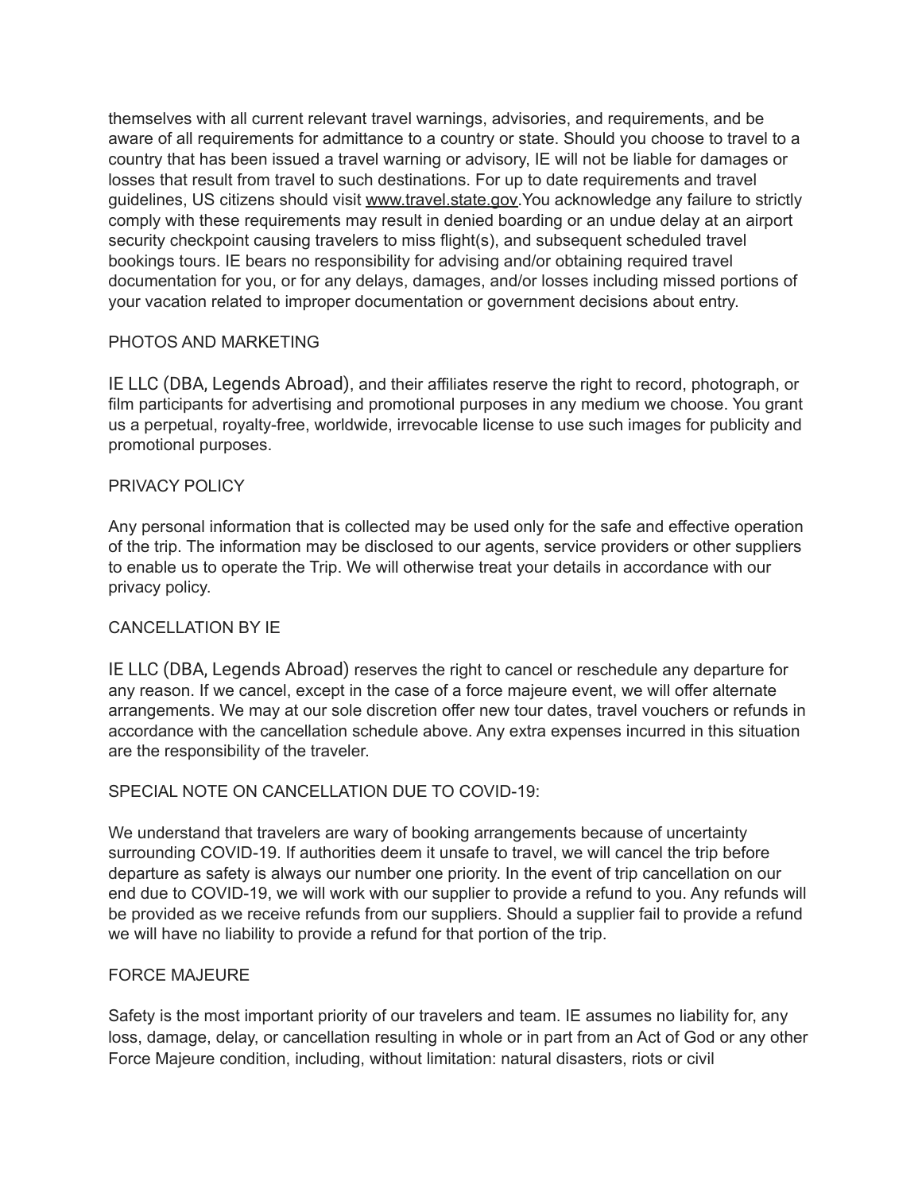themselves with all current relevant travel warnings, advisories, and requirements, and be aware of all requirements for admittance to a country or state. Should you choose to travel to a country that has been issued a travel warning or advisory, IE will not be liable for damages or losses that result from travel to such destinations. For up to date requirements and travel guidelines, US citizens should visit www.travel.state.gov.You acknowledge any failure to strictly comply with these requirements may result in denied boarding or an undue delay at an airport security checkpoint causing travelers to miss flight(s), and subsequent scheduled travel bookings tours. IE bears no responsibility for advising and/or obtaining required travel documentation for you, or for any delays, damages, and/or losses including missed portions of your vacation related to improper documentation or government decisions about entry.

## PHOTOS AND MARKETING

IE LLC (DBA, Legends Abroad), and their affiliates reserve the right to record, photograph, or film participants for advertising and promotional purposes in any medium we choose. You grant us a perpetual, royalty-free, worldwide, irrevocable license to use such images for publicity and promotional purposes.

## PRIVACY POLICY

Any personal information that is collected may be used only for the safe and effective operation of the trip. The information may be disclosed to our agents, service providers or other suppliers to enable us to operate the Trip. We will otherwise treat your details in accordance with our privacy policy.

## CANCELLATION BY IE

IE LLC (DBA, Legends Abroad) reserves the right to cancel or reschedule any departure for any reason. If we cancel, except in the case of a force majeure event, we will offer alternate arrangements. We may at our sole discretion offer new tour dates, travel vouchers or refunds in accordance with the cancellation schedule above. Any extra expenses incurred in this situation are the responsibility of the traveler.

## SPECIAL NOTE ON CANCELLATION DUE TO COVID-19:

We understand that travelers are wary of booking arrangements because of uncertainty surrounding COVID-19. If authorities deem it unsafe to travel, we will cancel the trip before departure as safety is always our number one priority. In the event of trip cancellation on our end due to COVID-19, we will work with our supplier to provide a refund to you. Any refunds will be provided as we receive refunds from our suppliers. Should a supplier fail to provide a refund we will have no liability to provide a refund for that portion of the trip.

## FORCE MAJEURE

Safety is the most important priority of our travelers and team. IE assumes no liability for, any loss, damage, delay, or cancellation resulting in whole or in part from an Act of God or any other Force Majeure condition, including, without limitation: natural disasters, riots or civil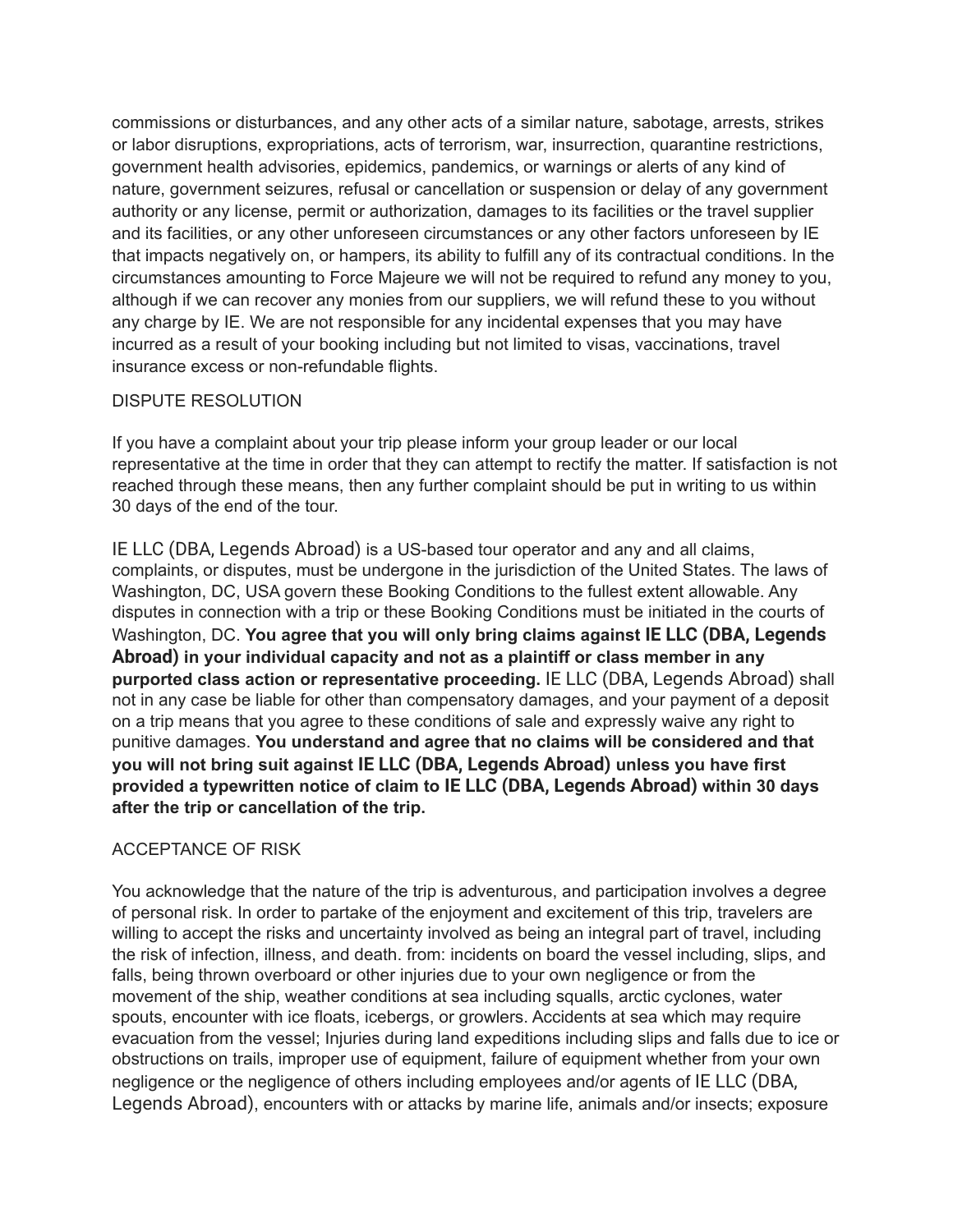commissions or disturbances, and any other acts of a similar nature, sabotage, arrests, strikes or labor disruptions, expropriations, acts of terrorism, war, insurrection, quarantine restrictions, government health advisories, epidemics, pandemics, or warnings or alerts of any kind of nature, government seizures, refusal or cancellation or suspension or delay of any government authority or any license, permit or authorization, damages to its facilities or the travel supplier and its facilities, or any other unforeseen circumstances or any other factors unforeseen by IE that impacts negatively on, or hampers, its ability to fulfill any of its contractual conditions. In the circumstances amounting to Force Majeure we will not be required to refund any money to you, although if we can recover any monies from our suppliers, we will refund these to you without any charge by IE. We are not responsible for any incidental expenses that you may have incurred as a result of your booking including but not limited to visas, vaccinations, travel insurance excess or non-refundable flights.

## DISPUTE RESOLUTION

If you have a complaint about your trip please inform your group leader or our local representative at the time in order that they can attempt to rectify the matter. If satisfaction is not reached through these means, then any further complaint should be put in writing to us within 30 days of the end of the tour.

IE LLC (DBA, Legends Abroad) is a US-based tour operator and any and all claims, complaints, or disputes, must be undergone in the jurisdiction of the United States. The laws of Washington, DC, USA govern these Booking Conditions to the fullest extent allowable. Any disputes in connection with a trip or these Booking Conditions must be initiated in the courts of Washington, DC. **You agree that you will only bring claims against IE LLC (DBA, Legends Abroad) in your individual capacity and not as a plaintiff or class member in any purported class action or representative proceeding.** IE LLC (DBA, Legends Abroad) shall not in any case be liable for other than compensatory damages, and your payment of a deposit on a trip means that you agree to these conditions of sale and expressly waive any right to punitive damages. **You understand and agree that no claims will be considered and that you will not bring suit against IE LLC (DBA, Legends Abroad) unless you have first provided a typewritten notice of claim to IE LLC (DBA, Legends Abroad) within 30 days after the trip or cancellation of the trip.**

## ACCEPTANCE OF RISK

You acknowledge that the nature of the trip is adventurous, and participation involves a degree of personal risk. In order to partake of the enjoyment and excitement of this trip, travelers are willing to accept the risks and uncertainty involved as being an integral part of travel, including the risk of infection, illness, and death. from: incidents on board the vessel including, slips, and falls, being thrown overboard or other injuries due to your own negligence or from the movement of the ship, weather conditions at sea including squalls, arctic cyclones, water spouts, encounter with ice floats, icebergs, or growlers. Accidents at sea which may require evacuation from the vessel; Injuries during land expeditions including slips and falls due to ice or obstructions on trails, improper use of equipment, failure of equipment whether from your own negligence or the negligence of others including employees and/or agents of IE LLC (DBA, Legends Abroad), encounters with or attacks by marine life, animals and/or insects; exposure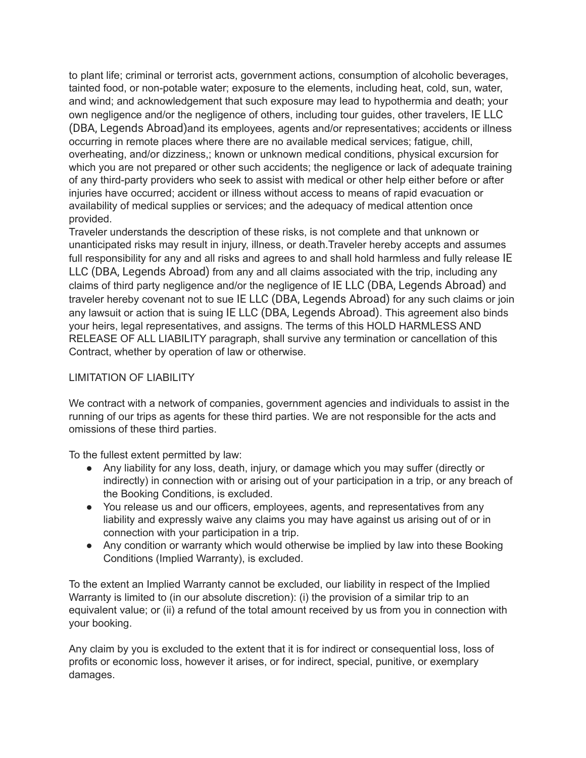to plant life; criminal or terrorist acts, government actions, consumption of alcoholic beverages, tainted food, or non-potable water; exposure to the elements, including heat, cold, sun, water, and wind; and acknowledgement that such exposure may lead to hypothermia and death; your own negligence and/or the negligence of others, including tour guides, other travelers, IE LLC (DBA, Legends Abroad)and its employees, agents and/or representatives; accidents or illness occurring in remote places where there are no available medical services; fatigue, chill, overheating, and/or dizziness,; known or unknown medical conditions, physical excursion for which you are not prepared or other such accidents; the negligence or lack of adequate training of any third-party providers who seek to assist with medical or other help either before or after injuries have occurred; accident or illness without access to means of rapid evacuation or availability of medical supplies or services; and the adequacy of medical attention once provided.
Traveler understands the description of these risks, is not complete and that unknown or unanticipated risks may result in injury, illness, or death.Traveler hereby accepts and assumes full responsibility for any and all risks and agrees to and shall hold harmless and fully release IE LLC (DBA, Legends Abroad) from any and all claims associated with the trip, including any claims of third party negligence and/or the negligence of IE LLC (DBA, Legends Abroad) and traveler hereby covenant not to sue IE LLC (DBA, Legends Abroad) for any such claims or join any lawsuit or action that is suing IE LLC (DBA, Legends Abroad). This agreement also binds your heirs, legal representatives, and assigns. The terms of this HOLD HARMLESS AND RELEASE OF ALL LIABILITY paragraph, shall survive any termination or cancellation of this Contract, whether by operation of law or otherwise.

LIMITATION OF LIABILITY

We contract with a network of companies, government agencies and individuals to assist in the running of our trips as agents for these third parties. We are not responsible for the acts and omissions of these third parties.

To the fullest extent permitted by law:

- Any liability for any loss, death, injury, or damage which you may suffer (directly or indirectly) in connection with or arising out of your participation in a trip, or any breach of the Booking Conditions, is excluded.
- You release us and our officers, employees, agents, and representatives from any liability and expressly waive any claims you may have against us arising out of or in connection with your participation in a trip.
- Any condition or warranty which would otherwise be implied by law into these Booking Conditions (Implied Warranty), is excluded.

To the extent an Implied Warranty cannot be excluded, our liability in respect of the Implied Warranty is limited to (in our absolute discretion): (i) the provision of a similar trip to an equivalent value; or (ii) a refund of the total amount received by us from you in connection with your booking.

Any claim by you is excluded to the extent that it is for indirect or consequential loss, loss of profits or economic loss, however it arises, or for indirect, special, punitive, or exemplary damages.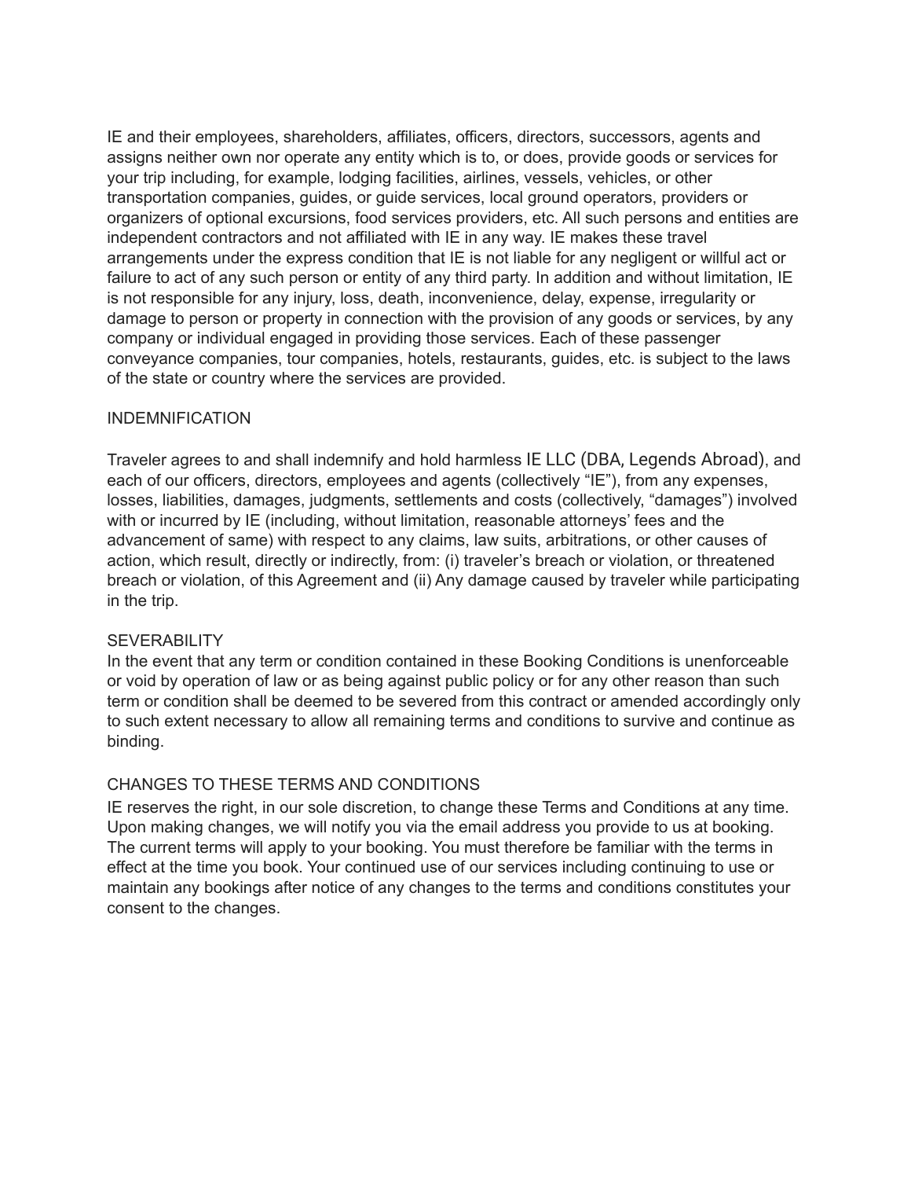IE and their employees, shareholders, affiliates, officers, directors, successors, agents and assigns neither own nor operate any entity which is to, or does, provide goods or services for your trip including, for example, lodging facilities, airlines, vessels, vehicles, or other transportation companies, guides, or guide services, local ground operators, providers or organizers of optional excursions, food services providers, etc. All such persons and entities are independent contractors and not affiliated with IE in any way. IE makes these travel arrangements under the express condition that IE is not liable for any negligent or willful act or failure to act of any such person or entity of any third party. In addition and without limitation, IE is not responsible for any injury, loss, death, inconvenience, delay, expense, irregularity or damage to person or property in connection with the provision of any goods or services, by any company or individual engaged in providing those services. Each of these passenger conveyance companies, tour companies, hotels, restaurants, guides, etc. is subject to the laws of the state or country where the services are provided.

## INDEMNIFICATION

Traveler agrees to and shall indemnify and hold harmless IE LLC (DBA, Legends Abroad), and each of our officers, directors, employees and agents (collectively "IE"), from any expenses, losses, liabilities, damages, judgments, settlements and costs (collectively, "damages") involved with or incurred by IE (including, without limitation, reasonable attorneys' fees and the advancement of same) with respect to any claims, law suits, arbitrations, or other causes of action, which result, directly or indirectly, from: (i) traveler's breach or violation, or threatened breach or violation, of this Agreement and (ii) Any damage caused by traveler while participating in the trip.

## SEVERABILITY

In the event that any term or condition contained in these Booking Conditions is unenforceable or void by operation of law or as being against public policy or for any other reason than such term or condition shall be deemed to be severed from this contract or amended accordingly only to such extent necessary to allow all remaining terms and conditions to survive and continue as binding.

## CHANGES TO THESE TERMS AND CONDITIONS

IE reserves the right, in our sole discretion, to change these Terms and Conditions at any time. Upon making changes, we will notify you via the email address you provide to us at booking. The current terms will apply to your booking. You must therefore be familiar with the terms in effect at the time you book. Your continued use of our services including continuing to use or maintain any bookings after notice of any changes to the terms and conditions constitutes your consent to the changes.